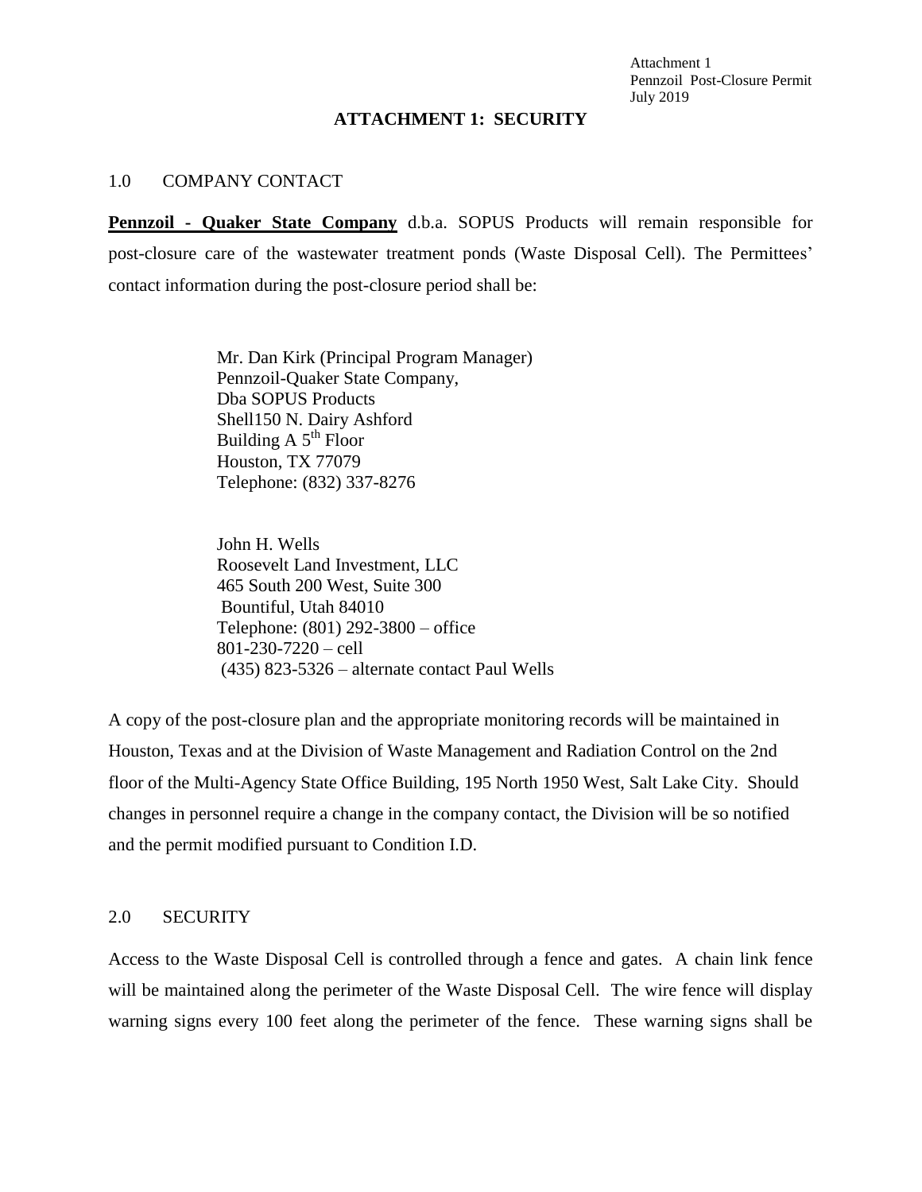# ATTACHMENT 1: SECURITY

## 1.0 COMPANY CONTACT

**Pennzoil - Quaker State Company** d.b.a. SOPUS Products will remain responsible for post-closure care of the wastewater treatment ponds (Waste Disposal Cell). The Permittees' contact information during the post-closure period shall be:

Mr. Dan Kirk (Principal Program Manager)
Pennzoil-Quaker State Company,
Dba SOPUS Products
Shell150 N. Dairy Ashford
Building A 5th Floor
Houston, TX 77079
Telephone: (832) 337-8276

John H. Wells
Roosevelt Land Investment, LLC
465 South 200 West, Suite 300
Bountiful, Utah 84010
Telephone: (801) 292-3800 – office
801-230-7220 – cell
(435) 823-5326 – alternate contact Paul Wells

A copy of the post-closure plan and the appropriate monitoring records will be maintained in Houston, Texas and at the Division of Waste Management and Radiation Control on the 2nd floor of the Multi-Agency State Office Building, 195 North 1950 West, Salt Lake City. Should changes in personnel require a change in the company contact, the Division will be so notified and the permit modified pursuant to Condition I.D.

## 2.0 SECURITY

Access to the Waste Disposal Cell is controlled through a fence and gates. A chain link fence will be maintained along the perimeter of the Waste Disposal Cell. The wire fence will display warning signs every 100 feet along the perimeter of the fence. These warning signs shall be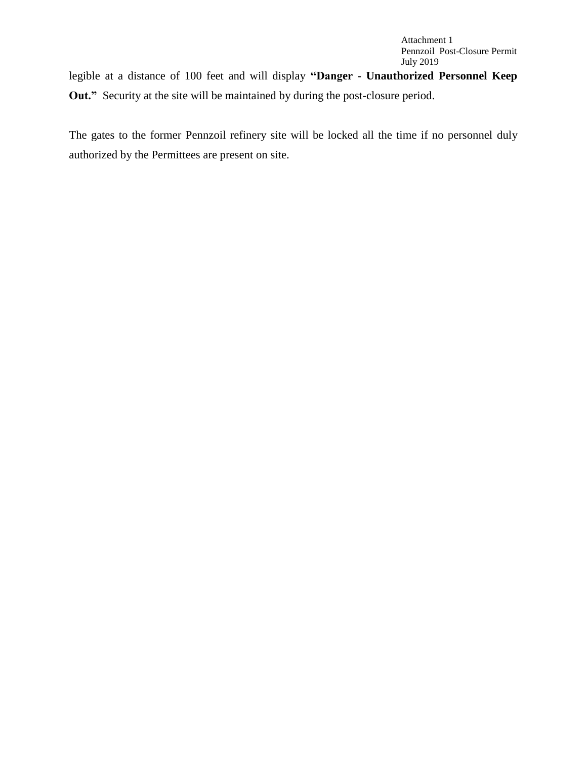legible at a distance of 100 feet and will display **"Danger - Unauthorized Personnel Keep Out."** Security at the site will be maintained by during the post-closure period.

The gates to the former Pennzoil refinery site will be locked all the time if no personnel duly authorized by the Permittees are present on site.